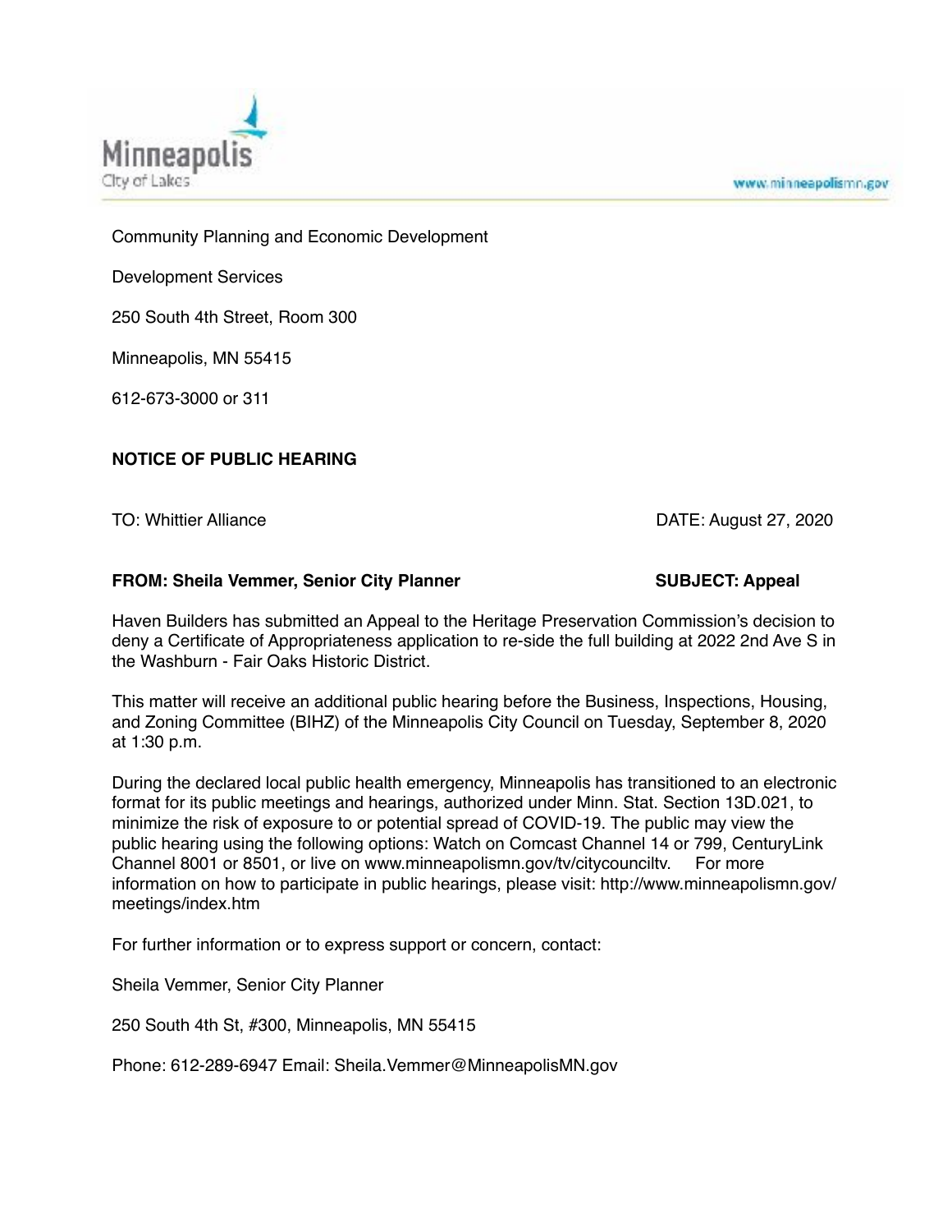Minneapolis
City of Lakes

www.minneapolismn.gov

Community Planning and Economic Development

Development Services

250 South 4th Street, Room 300

Minneapolis, MN 55415

612-673-3000 or 311

**NOTICE OF PUBLIC HEARING**

TO: Whittier Alliance DATE: August 27, 2020

**FROM: Sheila Vemmer, Senior City Planner SUBJECT: Appeal**

Haven Builders has submitted an Appeal to the Heritage Preservation Commission's decision to deny a Certificate of Appropriateness application to re-side the full building at 2022 2nd Ave S in the Washburn - Fair Oaks Historic District.

This matter will receive an additional public hearing before the Business, Inspections, Housing, and Zoning Committee (BIHZ) of the Minneapolis City Council on Tuesday, September 8, 2020 at 1:30 p.m.

During the declared local public health emergency, Minneapolis has transitioned to an electronic format for its public meetings and hearings, authorized under Minn. Stat. Section 13D.021, to minimize the risk of exposure to or potential spread of COVID-19. The public may view the public hearing using the following options: Watch on Comcast Channel 14 or 799, CenturyLink Channel 8001 or 8501, or live on www.minneapolismn.gov/tv/citycounciltv. For more information on how to participate in public hearings, please visit: http://www.minneapolismn.gov/meetings/index.htm

For further information or to express support or concern, contact:

Sheila Vemmer, Senior City Planner

250 South 4th St, #300, Minneapolis, MN 55415

Phone: 612-289-6947 Email: Sheila.Vemmer@MinneapolisMN.gov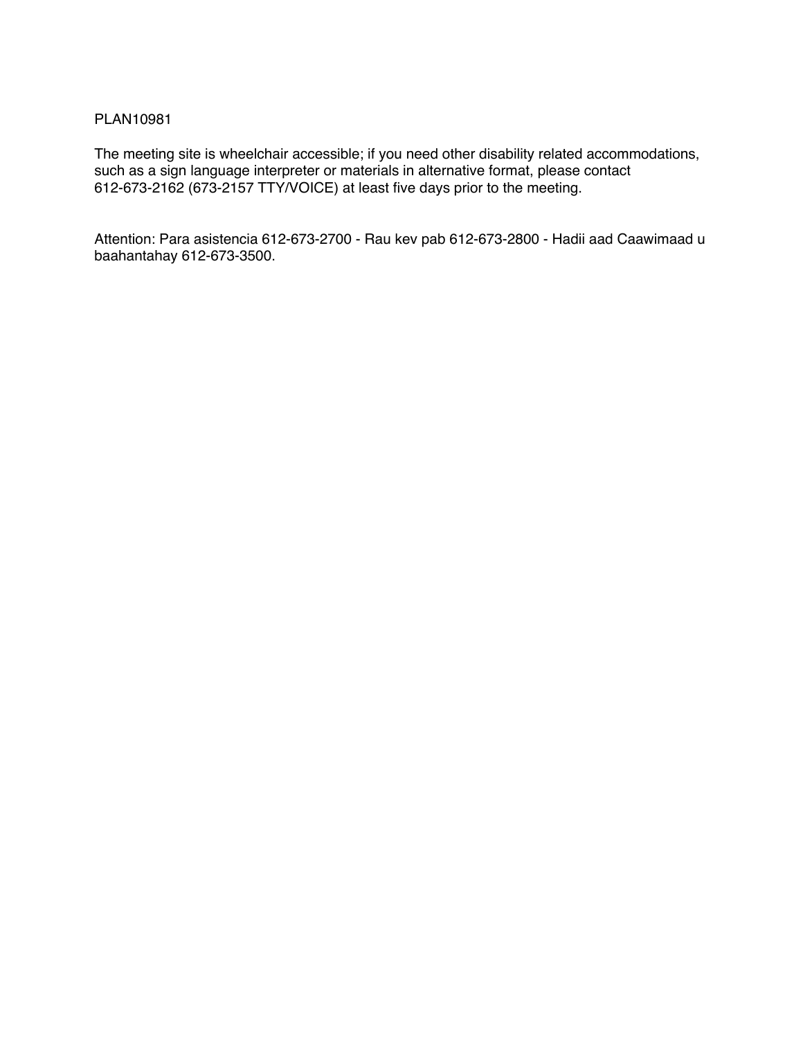PLAN10981

The meeting site is wheelchair accessible; if you need other disability related accommodations, such as a sign language interpreter or materials in alternative format, please contact 612-673-2162 (673-2157 TTY/VOICE) at least five days prior to the meeting.

Attention: Para asistencia 612-673-2700 - Rau kev pab 612-673-2800 - Hadii aad Caawimaad u baahantahay 612-673-3500.